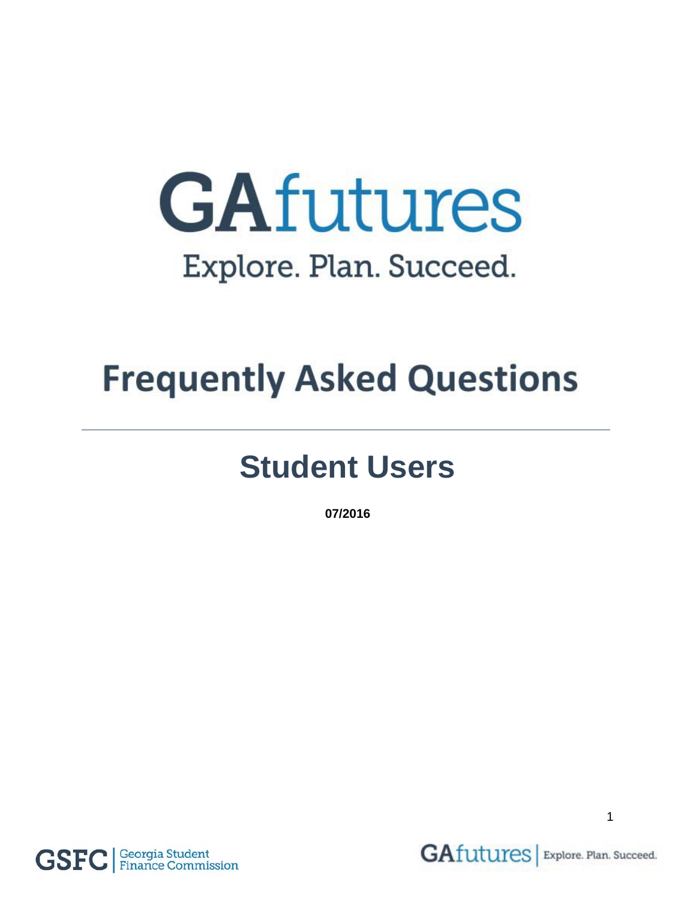# GAfutures

Explore. Plan. Succeed.

# Frequently Asked Questions

## Student Users

**07/2016**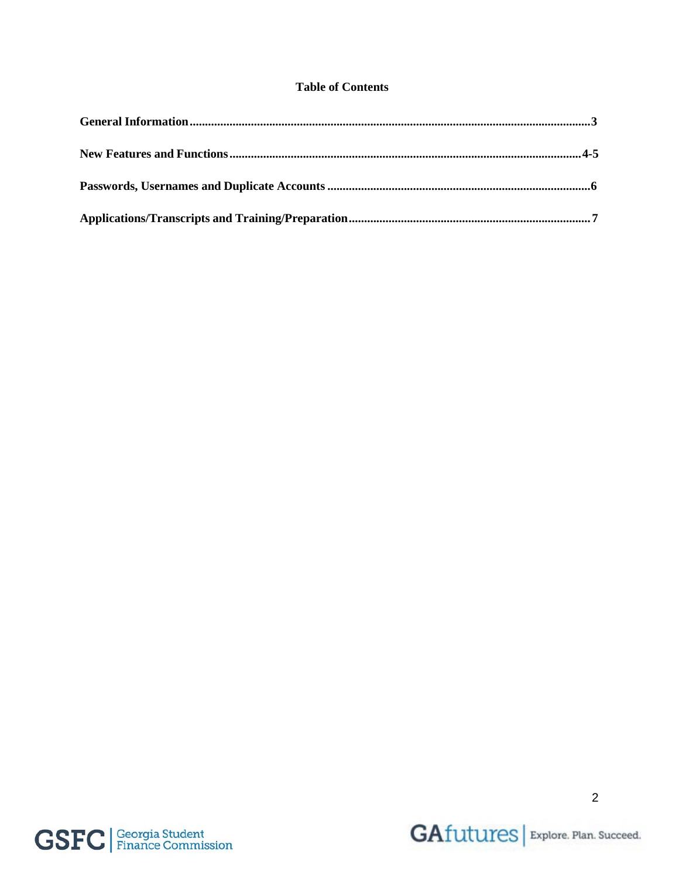# Table of Contents

**General Information** .......... **3**

**New Features and Functions** .......... **4-5**

**Passwords, Usernames and Duplicate Accounts** .......... **6**

**Applications/Transcripts and Training/Preparation** .......... **7**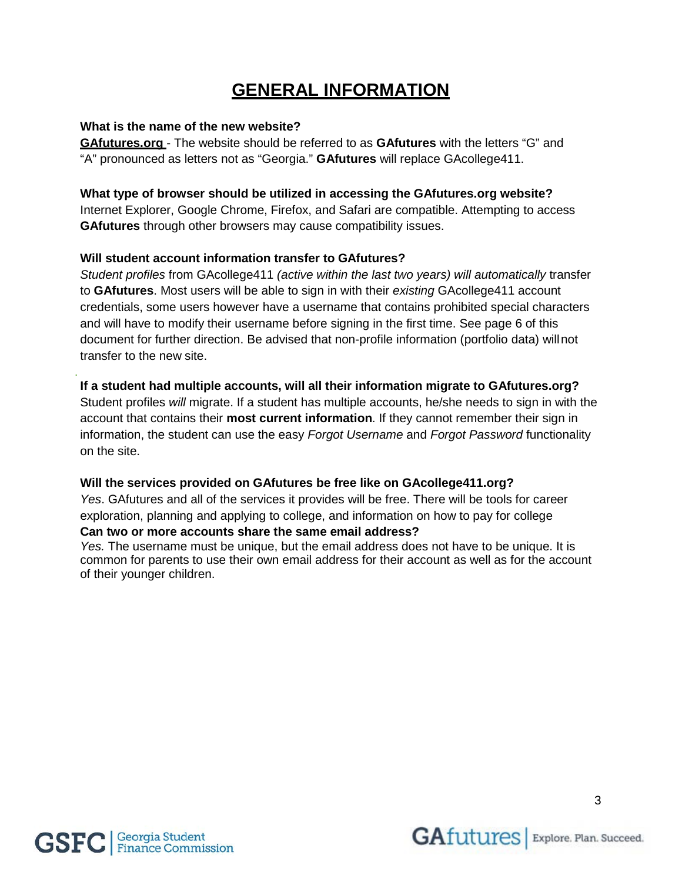# GENERAL INFORMATION

**What is the name of the new website?**

**GAfutures.org** - The website should be referred to as **GAfutures** with the letters "G" and "A" pronounced as letters not as "Georgia." **GAfutures** will replace GAcollege411.

**What type of browser should be utilized in accessing the GAfutures.org website?**

Internet Explorer, Google Chrome, Firefox, and Safari are compatible. Attempting to access **GAfutures** through other browsers may cause compatibility issues.

**Will student account information transfer to GAfutures?**

*Student profiles* from GAcollege411 *(active within the last two years) will automatically* transfer to **GAfutures**. Most users will be able to sign in with their *existing* GAcollege411 account credentials, some users however have a username that contains prohibited special characters and will have to modify their username before signing in the first time. See page 6 of this document for further direction. Be advised that non-profile information (portfolio data) will not transfer to the new site.

**If a student had multiple accounts, will all their information migrate to GAfutures.org?**

Student profiles *will* migrate. If a student has multiple accounts, he/she needs to sign in with the account that contains their **most current information**. If they cannot remember their sign in information, the student can use the easy *Forgot Username* and *Forgot Password* functionality on the site.

**Will the services provided on GAfutures be free like on GAcollege411.org?**

*Yes*. GAfutures and all of the services it provides will be free. There will be tools for career exploration, planning and applying to college, and information on how to pay for college

**Can two or more accounts share the same email address?**

*Yes.* The username must be unique, but the email address does not have to be unique. It is common for parents to use their own email address for their account as well as for the account of their younger children.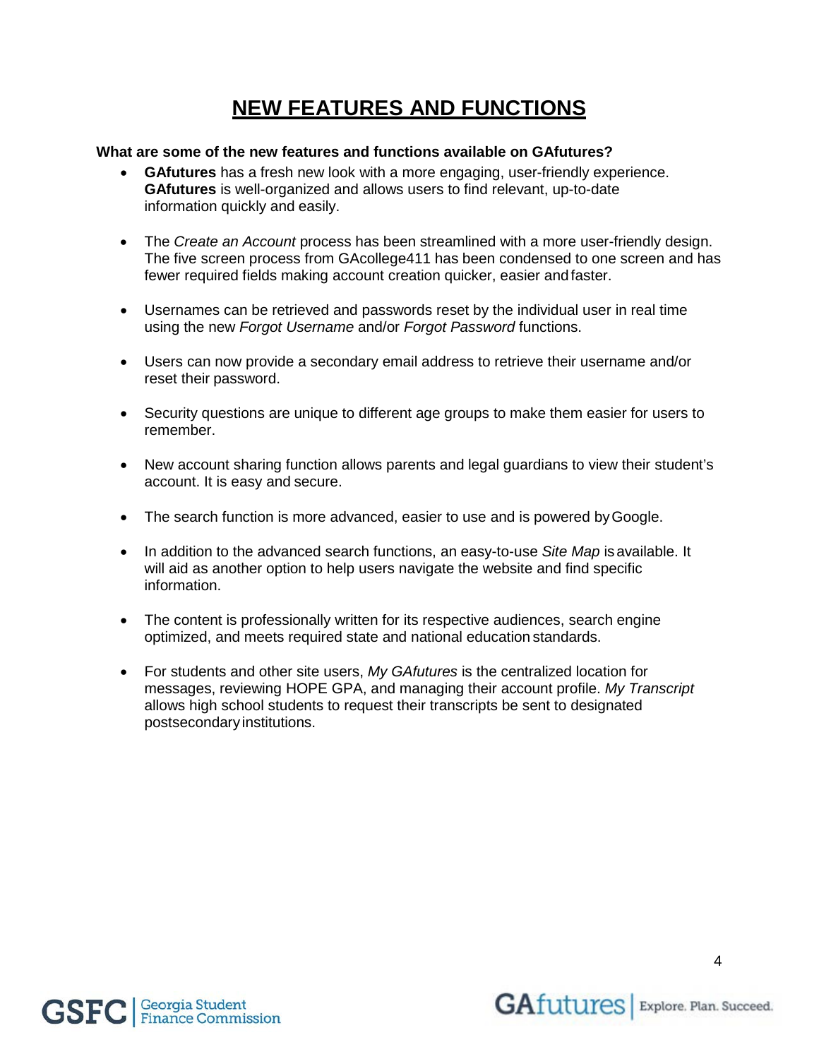# NEW FEATURES AND FUNCTIONS

**What are some of the new features and functions available on GAfutures?**

- **GAfutures** has a fresh new look with a more engaging, user-friendly experience. **GAfutures** is well-organized and allows users to find relevant, up-to-date information quickly and easily.

- The *Create an Account* process has been streamlined with a more user-friendly design. The five screen process from GAcollege411 has been condensed to one screen and has fewer required fields making account creation quicker, easier and faster.

- Usernames can be retrieved and passwords reset by the individual user in real time using the new *Forgot Username* and/or *Forgot Password* functions.

- Users can now provide a secondary email address to retrieve their username and/or reset their password.

- Security questions are unique to different age groups to make them easier for users to remember.

- New account sharing function allows parents and legal guardians to view their student's account. It is easy and secure.

- The search function is more advanced, easier to use and is powered by Google.

- In addition to the advanced search functions, an easy-to-use *Site Map* is available. It will aid as another option to help users navigate the website and find specific information.

- The content is professionally written for its respective audiences, search engine optimized, and meets required state and national education standards.

- For students and other site users, *My GAfutures* is the centralized location for messages, reviewing HOPE GPA, and managing their account profile. *My Transcript* allows high school students to request their transcripts be sent to designated postsecondary institutions.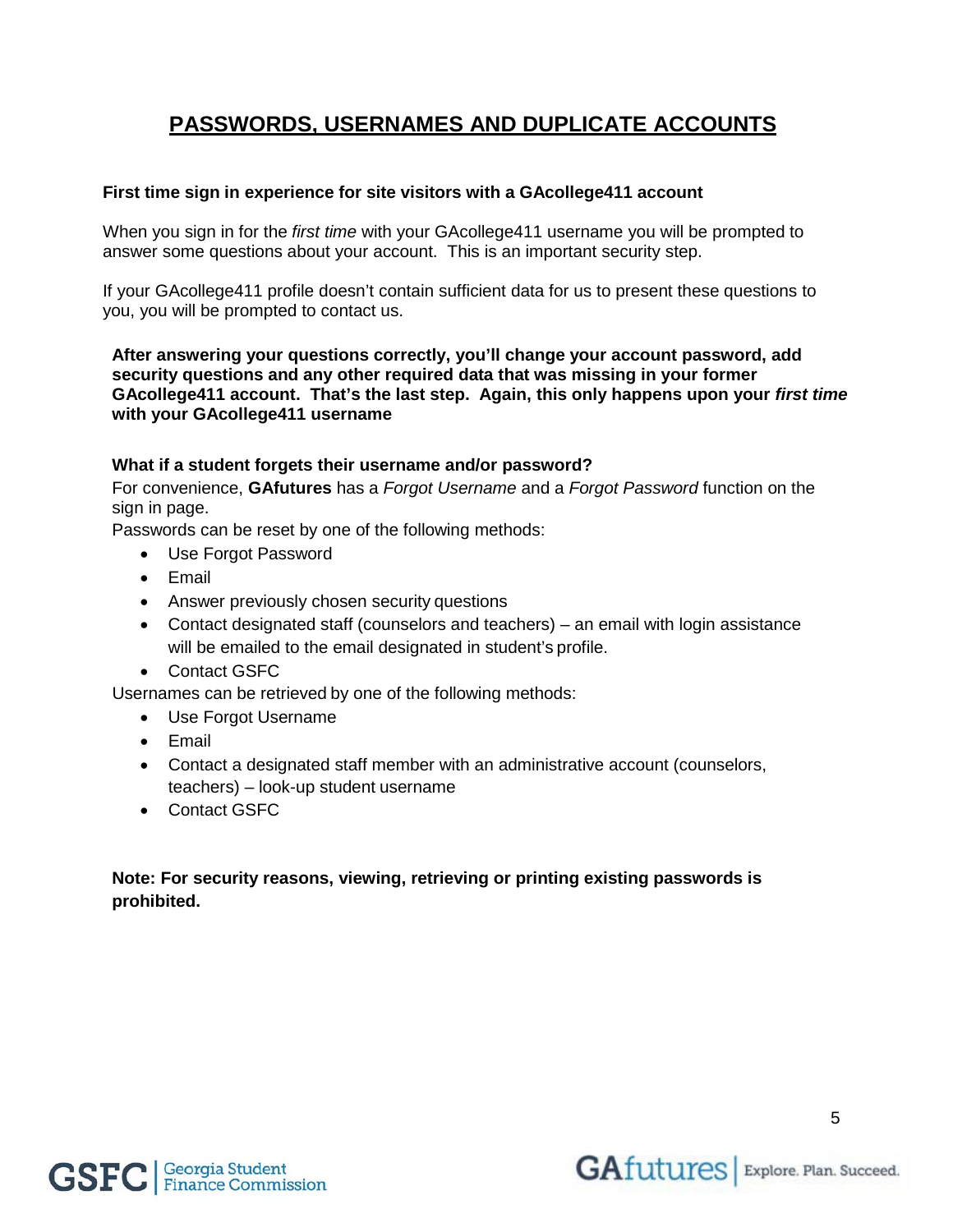# PASSWORDS, USERNAMES AND DUPLICATE ACCOUNTS

**First time sign in experience for site visitors with a GAcollege411 account**

When you sign in for the *first time* with your GAcollege411 username you will be prompted to answer some questions about your account. This is an important security step.

If your GAcollege411 profile doesn't contain sufficient data for us to present these questions to you, you will be prompted to contact us.

**After answering your questions correctly, you'll change your account password, add security questions and any other required data that was missing in your former GAcollege411 account. That's the last step. Again, this only happens upon your *first time* with your GAcollege411 username**

**What if a student forgets their username and/or password?**

For convenience, **GAfutures** has a *Forgot Username* and a *Forgot Password* function on the sign in page.

Passwords can be reset by one of the following methods:

- Use Forgot Password
- Email
- Answer previously chosen security questions
- Contact designated staff (counselors and teachers) – an email with login assistance will be emailed to the email designated in student's profile.
- Contact GSFC

Usernames can be retrieved by one of the following methods:

- Use Forgot Username
- Email
- Contact a designated staff member with an administrative account (counselors, teachers) – look-up student username
- Contact GSFC

**Note: For security reasons, viewing, retrieving or printing existing passwords is prohibited.**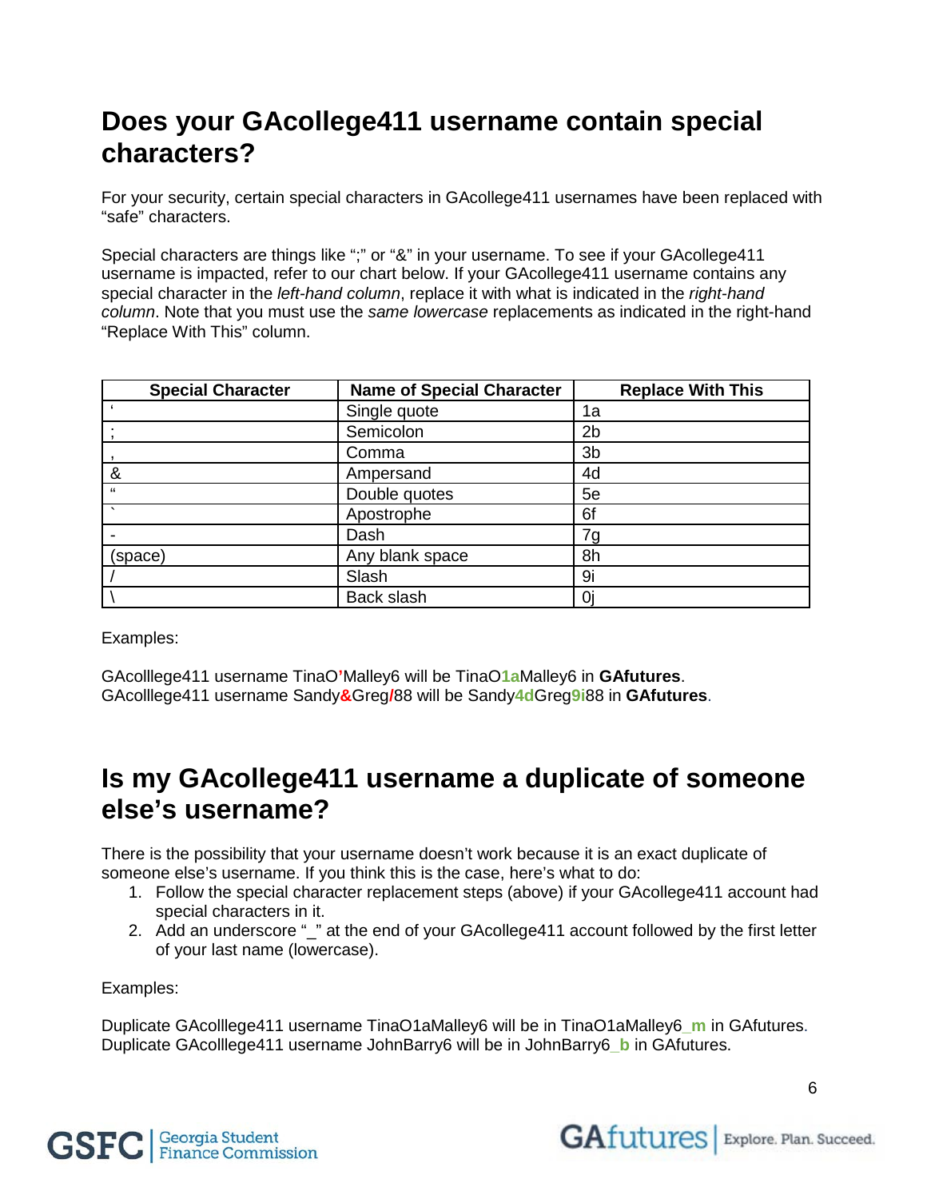## Does your GAcollege411 username contain special characters?

For your security, certain special characters in GAcollege411 usernames have been replaced with "safe" characters.

Special characters are things like ";" or "&" in your username. To see if your GAcollege411 username is impacted, refer to our chart below. If your GAcollege411 username contains any special character in the *left-hand column*, replace it with what is indicated in the *right-hand column*. Note that you must use the *same lowercase* replacements as indicated in the right-hand "Replace With This" column.

| Special Character | Name of Special Character | Replace With This |
|---|---|---|
| ' | Single quote | 1a |
| ; | Semicolon | 2b |
| , | Comma | 3b |
| & | Ampersand | 4d |
| " | Double quotes | 5e |
| ` | Apostrophe | 6f |
| - | Dash | 7g |
| (space) | Any blank space | 8h |
| / | Slash | 9i |
| \ | Back slash | 0j |

Examples:

GAcolllege411 username TinaO'Malley6 will be TinaO**1a**Malley6 in **GAfutures**.
GAcolllege411 username Sandy**&**Greg**/**88 will be Sandy**4d**Greg**9i**88 in **GAfutures**.

## Is my GAcollege411 username a duplicate of someone else's username?

There is the possibility that your username doesn't work because it is an exact duplicate of someone else's username. If you think this is the case, here's what to do:

1. Follow the special character replacement steps (above) if your GAcollege411 account had special characters in it.
2. Add an underscore "_" at the end of your GAcollege411 account followed by the first letter of your last name (lowercase).

Examples:

Duplicate GAcolllege411 username TinaO1aMalley6 will be in TinaO1aMalley6**_m** in GAfutures.
Duplicate GAcolllege411 username JohnBarry6 will be in JohnBarry6**_b** in GAfutures.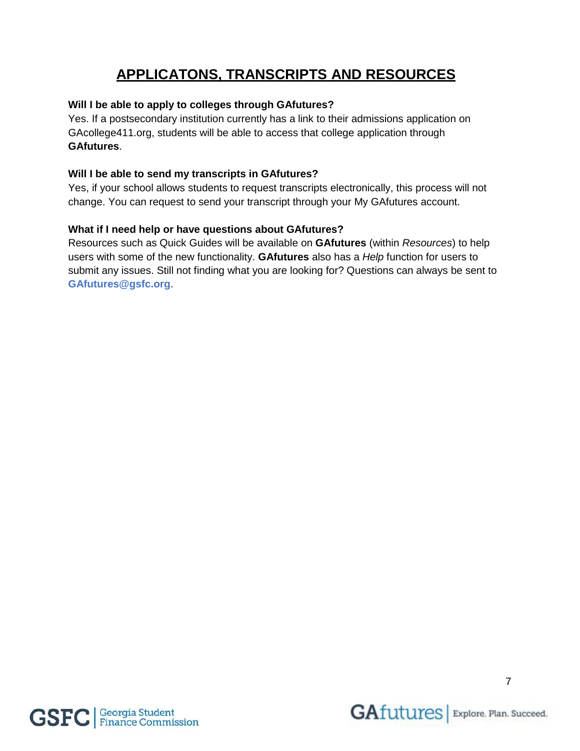# <u>APPLICATONS, TRANSCRIPTS AND RESOURCES</u>

**Will I be able to apply to colleges through GAfutures?**

Yes. If a postsecondary institution currently has a link to their admissions application on GAcollege411.org, students will be able to access that college application through **GAfutures**.

**Will I be able to send my transcripts in GAfutures?**

Yes, if your school allows students to request transcripts electronically, this process will not change. You can request to send your transcript through your My GAfutures account.

**What if I need help or have questions about GAfutures?**

Resources such as Quick Guides will be available on **GAfutures** (within *Resources*) to help users with some of the new functionality. **GAfutures** also has a *Help* function for users to submit any issues. Still not finding what you are looking for? Questions can always be sent to **GAfutures@gsfc.org**.